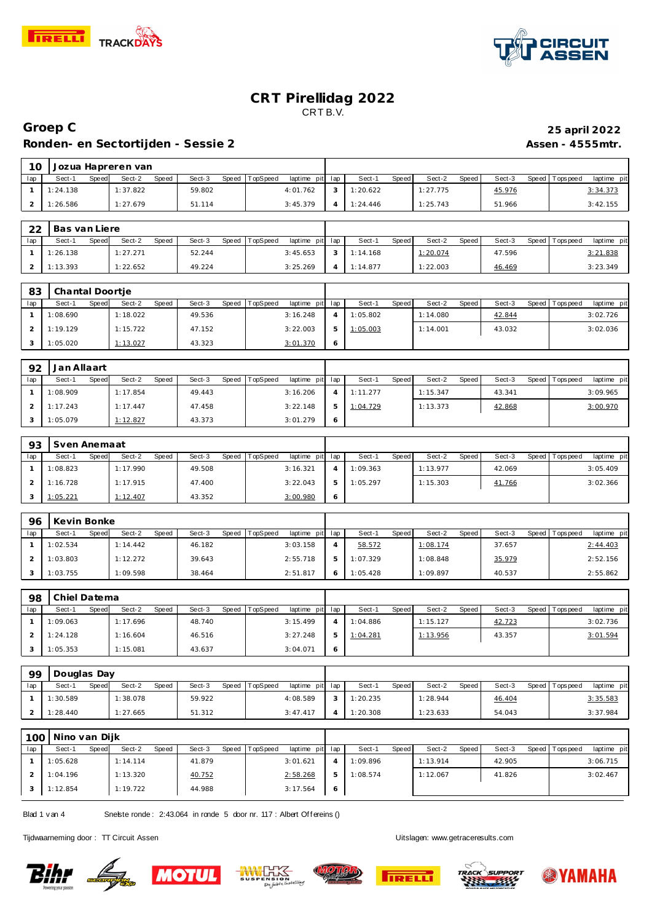# CRT Pirellidag 2022

CRT B.V.

## Groep C

**25 april 2022**

### Ronden- en Sectortijden - Sessie 2

**Assen - 4555mtr.**

**10 Jozua Hapreren van**

| lap | Sect-1 | Speed | Sect-2 | Speed | Sect-3 | Speed | TopSpeed | laptime pit | lap | Sect-1 | Speed | Sect-2 | Speed | Sect-3 | Speed | Topspeed | laptime pit |
|---|---|---|---|---|---|---|---|---|---|---|---|---|---|---|---|---|---|
| 1 | 1:24.138 | | 1:37.822 | | 59.802 | | | 4:01.762 | 3 | 1:20.622 | | 1:27.775 | | 45.976 | | | 3:34.373 |
| 2 | 1:26.586 | | 1:27.679 | | 51.114 | | | 3:45.379 | 4 | 1:24.446 | | 1:25.743 | | 51.966 | | | 3:42.155 |

**22 Bas van Liere**

| lap | Sect-1 | Speed | Sect-2 | Speed | Sect-3 | Speed | TopSpeed | laptime pit | lap | Sect-1 | Speed | Sect-2 | Speed | Sect-3 | Speed | Topspeed | laptime pit |
|---|---|---|---|---|---|---|---|---|---|---|---|---|---|---|---|---|---|
| 1 | 1:26.138 | | 1:27.271 | | 52.244 | | | 3:45.653 | 3 | 1:14.168 | | 1:20.074 | | 47.596 | | | 3:21.838 |
| 2 | 1:13.393 | | 1:22.652 | | 49.224 | | | 3:25.269 | 4 | 1:14.877 | | 1:22.003 | | 46.469 | | | 3:23.349 |

**83 Chantal Doortje**

| lap | Sect-1 | Speed | Sect-2 | Speed | Sect-3 | Speed | TopSpeed | laptime pit | lap | Sect-1 | Speed | Sect-2 | Speed | Sect-3 | Speed | Topspeed | laptime pit |
|---|---|---|---|---|---|---|---|---|---|---|---|---|---|---|---|---|---|
| 1 | 1:08.690 | | 1:18.022 | | 49.536 | | | 3:16.248 | 4 | 1:05.802 | | 1:14.080 | | 42.844 | | | 3:02.726 |
| 2 | 1:19.129 | | 1:15.722 | | 47.152 | | | 3:22.003 | 5 | 1:05.003 | | 1:14.001 | | 43.032 | | | 3:02.036 |
| 3 | 1:05.020 | | 1:13.027 | | 43.323 | | | 3:01.370 | 6 | | | | | | | | |

**92 Jan Allaart**

| lap | Sect-1 | Speed | Sect-2 | Speed | Sect-3 | Speed | TopSpeed | laptime pit | lap | Sect-1 | Speed | Sect-2 | Speed | Sect-3 | Speed | Topspeed | laptime pit |
|---|---|---|---|---|---|---|---|---|---|---|---|---|---|---|---|---|---|
| 1 | 1:08.909 | | 1:17.854 | | 49.443 | | | 3:16.206 | 4 | 1:11.277 | | 1:15.347 | | 43.341 | | | 3:09.965 |
| 2 | 1:17.243 | | 1:17.447 | | 47.458 | | | 3:22.148 | 5 | 1:04.729 | | 1:13.373 | | 42.868 | | | 3:00.970 |
| 3 | 1:05.079 | | 1:12.827 | | 43.373 | | | 3:01.279 | 6 | | | | | | | | |

**93 Sven Anemaat**

| lap | Sect-1 | Speed | Sect-2 | Speed | Sect-3 | Speed | TopSpeed | laptime pit | lap | Sect-1 | Speed | Sect-2 | Speed | Sect-3 | Speed | Topspeed | laptime pit |
|---|---|---|---|---|---|---|---|---|---|---|---|---|---|---|---|---|---|
| 1 | 1:08.823 | | 1:17.990 | | 49.508 | | | 3:16.321 | 4 | 1:09.363 | | 1:13.977 | | 42.069 | | | 3:05.409 |
| 2 | 1:16.728 | | 1:17.915 | | 47.400 | | | 3:22.043 | 5 | 1:05.297 | | 1:15.303 | | 41.766 | | | 3:02.366 |
| 3 | 1:05.221 | | 1:12.407 | | 43.352 | | | 3:00.980 | 6 | | | | | | | | |

**96 Kevin Bonke**

| lap | Sect-1 | Speed | Sect-2 | Speed | Sect-3 | Speed | TopSpeed | laptime pit | lap | Sect-1 | Speed | Sect-2 | Speed | Sect-3 | Speed | Topspeed | laptime pit |
|---|---|---|---|---|---|---|---|---|---|---|---|---|---|---|---|---|---|
| 1 | 1:02.534 | | 1:14.442 | | 46.182 | | | 3:03.158 | 4 | 58.572 | | 1:08.174 | | 37.657 | | | 2:44.403 |
| 2 | 1:03.803 | | 1:12.272 | | 39.643 | | | 2:55.718 | 5 | 1:07.329 | | 1:08.848 | | 35.979 | | | 2:52.156 |
| 3 | 1:03.755 | | 1:09.598 | | 38.464 | | | 2:51.817 | 6 | 1:05.428 | | 1:09.897 | | 40.537 | | | 2:55.862 |

**98 Chiel Datema**

| lap | Sect-1 | Speed | Sect-2 | Speed | Sect-3 | Speed | TopSpeed | laptime pit | lap | Sect-1 | Speed | Sect-2 | Speed | Sect-3 | Speed | Topspeed | laptime pit |
|---|---|---|---|---|---|---|---|---|---|---|---|---|---|---|---|---|---|
| 1 | 1:09.063 | | 1:17.696 | | 48.740 | | | 3:15.499 | 4 | 1:04.886 | | 1:15.127 | | 42.723 | | | 3:02.736 |
| 2 | 1:24.128 | | 1:16.604 | | 46.516 | | | 3:27.248 | 5 | 1:04.281 | | 1:13.956 | | 43.357 | | | 3:01.594 |
| 3 | 1:05.353 | | 1:15.081 | | 43.637 | | | 3:04.071 | 6 | | | | | | | | |

**99 Douglas Day**

| lap | Sect-1 | Speed | Sect-2 | Speed | Sect-3 | Speed | TopSpeed | laptime pit | lap | Sect-1 | Speed | Sect-2 | Speed | Sect-3 | Speed | Topspeed | laptime pit |
|---|---|---|---|---|---|---|---|---|---|---|---|---|---|---|---|---|---|
| 1 | 1:30.589 | | 1:38.078 | | 59.922 | | | 4:08.589 | 3 | 1:20.235 | | 1:28.944 | | 46.404 | | | 3:35.583 |
| 2 | 1:28.440 | | 1:27.665 | | 51.312 | | | 3:47.417 | 4 | 1:20.308 | | 1:23.633 | | 54.043 | | | 3:37.984 |

**100 Nino van Dijk**

| lap | Sect-1 | Speed | Sect-2 | Speed | Sect-3 | Speed | TopSpeed | laptime pit | lap | Sect-1 | Speed | Sect-2 | Speed | Sect-3 | Speed | Topspeed | laptime pit |
|---|---|---|---|---|---|---|---|---|---|---|---|---|---|---|---|---|---|
| 1 | 1:05.628 | | 1:14.114 | | 41.879 | | | 3:01.621 | 4 | 1:09.896 | | 1:13.914 | | 42.905 | | | 3:06.715 |
| 2 | 1:04.196 | | 1:13.320 | | 40.752 | | | 2:58.268 | 5 | 1:08.574 | | 1:12.067 | | 41.826 | | | 3:02.467 |
| 3 | 1:12.854 | | 1:19.722 | | 44.988 | | | 3:17.564 | 6 | | | | | | | | |

Snelste ronde : 2:43.064 in ronde 5 door nr. 117 : Albert Offereins ()

Tijdwaarneming door : TT Circuit Assen

Uitslagen: www.getraceresults.com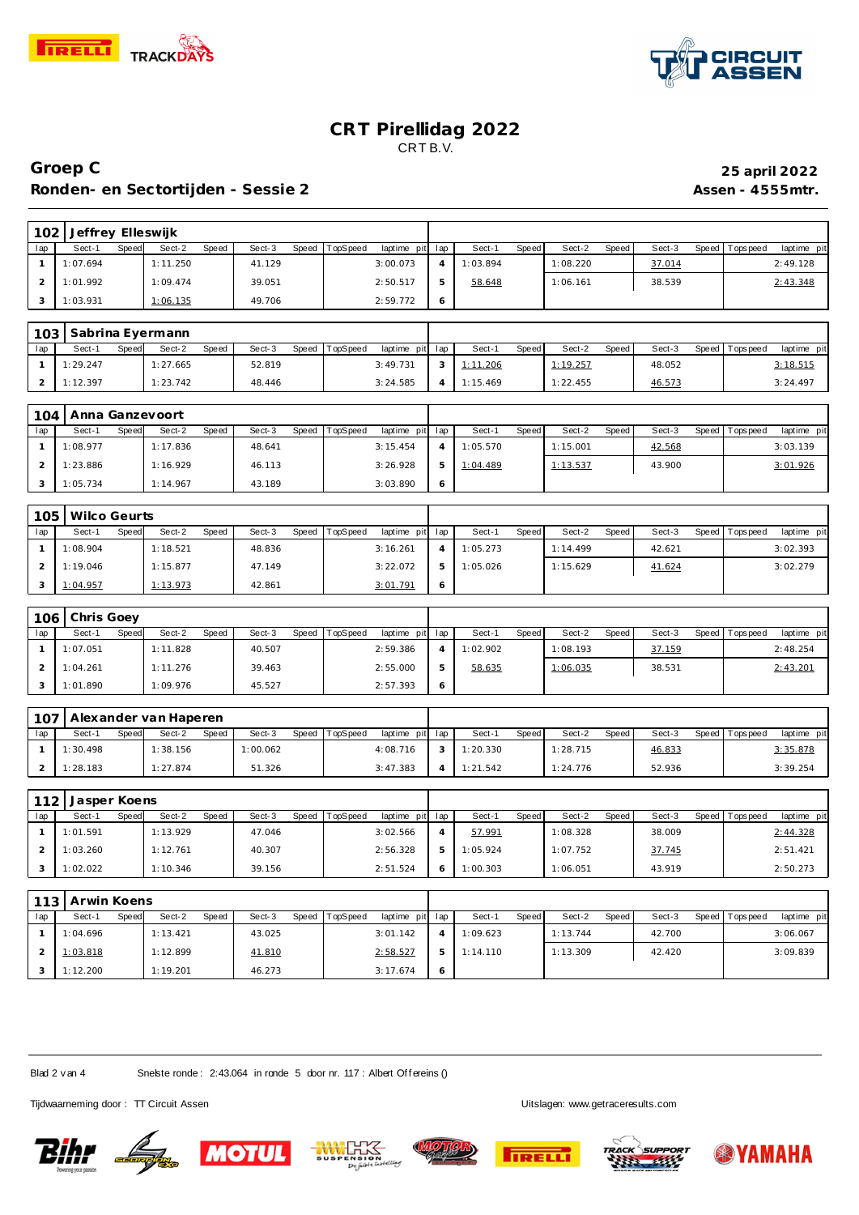# CRT Pirellidag 2022

CRT B.V.

## Groep C

**25 april 2022**

## Ronden- en Sectortijden - Sessie 2

**Assen - 4555mtr.**

### 102 Jeffrey Elleswijk

| lap | Sect-1 | Speed | Sect-2 | Speed | Sect-3 | Speed | TopSpeed | laptime pit | lap | Sect-1 | Speed | Sect-2 | Speed | Sect-3 | Speed | Topspeed | laptime pit |
|---|---|---|---|---|---|---|---|---|---|---|---|---|---|---|---|---|---|
| 1 | 1:07.694 | | 1:11.250 | | 41.129 | | | 3:00.073 | 4 | 1:03.894 | | 1:08.220 | | 37.014 | | | 2:49.128 |
| 2 | 1:01.992 | | 1:09.474 | | 39.051 | | | 2:50.517 | 5 | 58.648 | | 1:06.161 | | 38.539 | | | 2:43.348 |
| 3 | 1:03.931 | | 1:06.135 | | 49.706 | | | 2:59.772 | 6 | | | | | | | | |

### 103 Sabrina Eyermann

| lap | Sect-1 | Speed | Sect-2 | Speed | Sect-3 | Speed | TopSpeed | laptime pit | lap | Sect-1 | Speed | Sect-2 | Speed | Sect-3 | Speed | Topspeed | laptime pit |
|---|---|---|---|---|---|---|---|---|---|---|---|---|---|---|---|---|---|
| 1 | 1:29.247 | | 1:27.665 | | 52.819 | | | 3:49.731 | 3 | 1:11.206 | | 1:19.257 | | 48.052 | | | 3:18.515 |
| 2 | 1:12.397 | | 1:23.742 | | 48.446 | | | 3:24.585 | 4 | 1:15.469 | | 1:22.455 | | 46.573 | | | 3:24.497 |

### 104 Anna Ganzevoort

| lap | Sect-1 | Speed | Sect-2 | Speed | Sect-3 | Speed | TopSpeed | laptime pit | lap | Sect-1 | Speed | Sect-2 | Speed | Sect-3 | Speed | Topspeed | laptime pit |
|---|---|---|---|---|---|---|---|---|---|---|---|---|---|---|---|---|---|
| 1 | 1:08.977 | | 1:17.836 | | 48.641 | | | 3:15.454 | 4 | 1:05.570 | | 1:15.001 | | 42.568 | | | 3:03.139 |
| 2 | 1:23.886 | | 1:16.929 | | 46.113 | | | 3:26.928 | 5 | 1:04.489 | | 1:13.537 | | 43.900 | | | 3:01.926 |
| 3 | 1:05.734 | | 1:14.967 | | 43.189 | | | 3:03.890 | 6 | | | | | | | | |

### 105 Wilco Geurts

| lap | Sect-1 | Speed | Sect-2 | Speed | Sect-3 | Speed | TopSpeed | laptime pit | lap | Sect-1 | Speed | Sect-2 | Speed | Sect-3 | Speed | Topspeed | laptime pit |
|---|---|---|---|---|---|---|---|---|---|---|---|---|---|---|---|---|---|
| 1 | 1:08.904 | | 1:18.521 | | 48.836 | | | 3:16.261 | 4 | 1:05.273 | | 1:14.499 | | 42.621 | | | 3:02.393 |
| 2 | 1:19.046 | | 1:15.877 | | 47.149 | | | 3:22.072 | 5 | 1:05.026 | | 1:15.629 | | 41.624 | | | 3:02.279 |
| 3 | 1:04.957 | | 1:13.973 | | 42.861 | | | 3:01.791 | 6 | | | | | | | | |

### 106 Chris Goey

| lap | Sect-1 | Speed | Sect-2 | Speed | Sect-3 | Speed | TopSpeed | laptime pit | lap | Sect-1 | Speed | Sect-2 | Speed | Sect-3 | Speed | Topspeed | laptime pit |
|---|---|---|---|---|---|---|---|---|---|---|---|---|---|---|---|---|---|
| 1 | 1:07.051 | | 1:11.828 | | 40.507 | | | 2:59.386 | 4 | 1:02.902 | | 1:08.193 | | 37.159 | | | 2:48.254 |
| 2 | 1:04.261 | | 1:11.276 | | 39.463 | | | 2:55.000 | 5 | 58.635 | | 1:06.035 | | 38.531 | | | 2:43.201 |
| 3 | 1:01.890 | | 1:09.976 | | 45.527 | | | 2:57.393 | 6 | | | | | | | | |

### 107 Alexander van Haperen

| lap | Sect-1 | Speed | Sect-2 | Speed | Sect-3 | Speed | TopSpeed | laptime pit | lap | Sect-1 | Speed | Sect-2 | Speed | Sect-3 | Speed | Topspeed | laptime pit |
|---|---|---|---|---|---|---|---|---|---|---|---|---|---|---|---|---|---|
| 1 | 1:30.498 | | 1:38.156 | | 1:00.062 | | | 4:08.716 | 3 | 1:20.330 | | 1:28.715 | | 46.833 | | | 3:35.878 |
| 2 | 1:28.183 | | 1:27.874 | | 51.326 | | | 3:47.383 | 4 | 1:21.542 | | 1:24.776 | | 52.936 | | | 3:39.254 |

### 112 Jasper Koens

| lap | Sect-1 | Speed | Sect-2 | Speed | Sect-3 | Speed | TopSpeed | laptime pit | lap | Sect-1 | Speed | Sect-2 | Speed | Sect-3 | Speed | Topspeed | laptime pit |
|---|---|---|---|---|---|---|---|---|---|---|---|---|---|---|---|---|---|
| 1 | 1:01.591 | | 1:13.929 | | 47.046 | | | 3:02.566 | 4 | 57.991 | | 1:08.328 | | 38.009 | | | 2:44.328 |
| 2 | 1:03.260 | | 1:12.761 | | 40.307 | | | 2:56.328 | 5 | 1:05.924 | | 1:07.752 | | 37.745 | | | 2:51.421 |
| 3 | 1:02.022 | | 1:10.346 | | 39.156 | | | 2:51.524 | 6 | 1:00.303 | | 1:06.051 | | 43.919 | | | 2:50.273 |

### 113 Arwin Koens

| lap | Sect-1 | Speed | Sect-2 | Speed | Sect-3 | Speed | TopSpeed | laptime pit | lap | Sect-1 | Speed | Sect-2 | Speed | Sect-3 | Speed | Topspeed | laptime pit |
|---|---|---|---|---|---|---|---|---|---|---|---|---|---|---|---|---|---|
| 1 | 1:04.696 | | 1:13.421 | | 43.025 | | | 3:01.142 | 4 | 1:09.623 | | 1:13.744 | | 42.700 | | | 3:06.067 |
| 2 | 1:03.818 | | 1:12.899 | | 41.810 | | | 2:58.527 | 5 | 1:14.110 | | 1:13.309 | | 42.420 | | | 3:09.839 |
| 3 | 1:12.200 | | 1:19.201 | | 46.273 | | | 3:17.674 | 6 | | | | | | | | |

Snelste ronde : 2:43.064 in ronde 5 door nr. 117 : Albert Offereins ()

Tijdwaarneming door : TT Circuit Assen

Uitslagen: www.getraceresults.com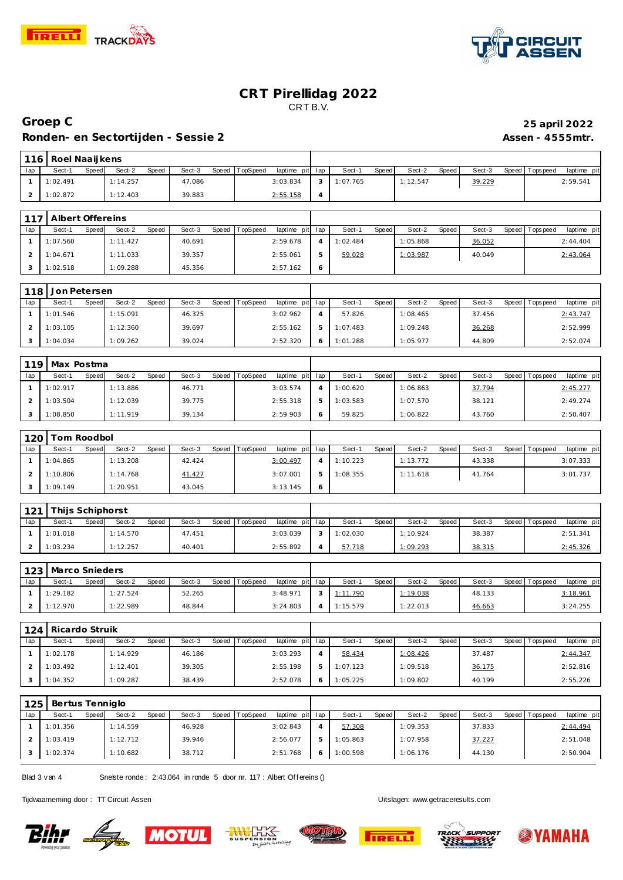# CRT Pirellidag 2022

CRT B.V.

## Groep C

**25 april 2022**

## Ronden- en Sectortijden - Sessie 2

**Assen - 4555mtr.**

### 116 Roel Naaijkens

| lap | Sect-1 | Speed | Sect-2 | Speed | Sect-3 | Speed | TopSpeed | laptime pit | lap | Sect-1 | Speed | Sect-2 | Speed | Sect-3 | Speed | Topspeed | laptime pit |
|---|---|---|---|---|---|---|---|---|---|---|---|---|---|---|---|---|---|
| 1 | 1:02.491 | | 1:14.257 | | 47.086 | | | 3:03.834 | 3 | 1:07.765 | | 1:12.547 | | 39.229 | | | 2:59.541 |
| 2 | 1:02.872 | | 1:12.403 | | 39.883 | | | 2:55.158 | 4 | | | | | | | | |

### 117 Albert Offereins

| lap | Sect-1 | Speed | Sect-2 | Speed | Sect-3 | Speed | TopSpeed | laptime pit | lap | Sect-1 | Speed | Sect-2 | Speed | Sect-3 | Speed | Topspeed | laptime pit |
|---|---|---|---|---|---|---|---|---|---|---|---|---|---|---|---|---|---|
| 1 | 1:07.560 | | 1:11.427 | | 40.691 | | | 2:59.678 | 4 | 1:02.484 | | 1:05.868 | | 36.052 | | | 2:44.404 |
| 2 | 1:04.671 | | 1:11.033 | | 39.357 | | | 2:55.061 | 5 | 59.028 | | 1:03.987 | | 40.049 | | | 2:43.064 |
| 3 | 1:02.518 | | 1:09.288 | | 45.356 | | | 2:57.162 | 6 | | | | | | | | |

### 118 Jon Petersen

| lap | Sect-1 | Speed | Sect-2 | Speed | Sect-3 | Speed | TopSpeed | laptime pit | lap | Sect-1 | Speed | Sect-2 | Speed | Sect-3 | Speed | Topspeed | laptime pit |
|---|---|---|---|---|---|---|---|---|---|---|---|---|---|---|---|---|---|
| 1 | 1:01.546 | | 1:15.091 | | 46.325 | | | 3:02.962 | 4 | 57.826 | | 1:08.465 | | 37.456 | | | 2:43.747 |
| 2 | 1:03.105 | | 1:12.360 | | 39.697 | | | 2:55.162 | 5 | 1:07.483 | | 1:09.248 | | 36.268 | | | 2:52.999 |
| 3 | 1:04.034 | | 1:09.262 | | 39.024 | | | 2:52.320 | 6 | 1:01.288 | | 1:05.977 | | 44.809 | | | 2:52.074 |

### 119 Max Postma

| lap | Sect-1 | Speed | Sect-2 | Speed | Sect-3 | Speed | TopSpeed | laptime pit | lap | Sect-1 | Speed | Sect-2 | Speed | Sect-3 | Speed | Topspeed | laptime pit |
|---|---|---|---|---|---|---|---|---|---|---|---|---|---|---|---|---|---|
| 1 | 1:02.917 | | 1:13.886 | | 46.771 | | | 3:03.574 | 4 | 1:00.620 | | 1:06.863 | | 37.794 | | | 2:45.277 |
| 2 | 1:03.504 | | 1:12.039 | | 39.775 | | | 2:55.318 | 5 | 1:03.583 | | 1:07.570 | | 38.121 | | | 2:49.274 |
| 3 | 1:08.850 | | 1:11.919 | | 39.134 | | | 2:59.903 | 6 | 59.825 | | 1:06.822 | | 43.760 | | | 2:50.407 |

### 120 Tom Roodbol

| lap | Sect-1 | Speed | Sect-2 | Speed | Sect-3 | Speed | TopSpeed | laptime pit | lap | Sect-1 | Speed | Sect-2 | Speed | Sect-3 | Speed | Topspeed | laptime pit |
|---|---|---|---|---|---|---|---|---|---|---|---|---|---|---|---|---|---|
| 1 | 1:04.865 | | 1:13.208 | | 42.424 | | | 3:00.497 | 4 | 1:10.223 | | 1:13.772 | | 43.338 | | | 3:07.333 |
| 2 | 1:10.806 | | 1:14.768 | | 41.427 | | | 3:07.001 | 5 | 1:08.355 | | 1:11.618 | | 41.764 | | | 3:01.737 |
| 3 | 1:09.149 | | 1:20.951 | | 43.045 | | | 3:13.145 | 6 | | | | | | | | |

### 121 Thijs Schiphorst

| lap | Sect-1 | Speed | Sect-2 | Speed | Sect-3 | Speed | TopSpeed | laptime pit | lap | Sect-1 | Speed | Sect-2 | Speed | Sect-3 | Speed | Topspeed | laptime pit |
|---|---|---|---|---|---|---|---|---|---|---|---|---|---|---|---|---|---|
| 1 | 1:01.018 | | 1:14.570 | | 47.451 | | | 3:03.039 | 3 | 1:02.030 | | 1:10.924 | | 38.387 | | | 2:51.341 |
| 2 | 1:03.234 | | 1:12.257 | | 40.401 | | | 2:55.892 | 4 | 57.718 | | 1:09.293 | | 38.315 | | | 2:45.326 |

### 123 Marco Snieders

| lap | Sect-1 | Speed | Sect-2 | Speed | Sect-3 | Speed | TopSpeed | laptime pit | lap | Sect-1 | Speed | Sect-2 | Speed | Sect-3 | Speed | Topspeed | laptime pit |
|---|---|---|---|---|---|---|---|---|---|---|---|---|---|---|---|---|---|
| 1 | 1:29.182 | | 1:27.524 | | 52.265 | | | 3:48.971 | 3 | 1:11.790 | | 1:19.038 | | 48.133 | | | 3:18.961 |
| 2 | 1:12.970 | | 1:22.989 | | 48.844 | | | 3:24.803 | 4 | 1:15.579 | | 1:22.013 | | 46.663 | | | 3:24.255 |

### 124 Ricardo Struik

| lap | Sect-1 | Speed | Sect-2 | Speed | Sect-3 | Speed | TopSpeed | laptime pit | lap | Sect-1 | Speed | Sect-2 | Speed | Sect-3 | Speed | Topspeed | laptime pit |
|---|---|---|---|---|---|---|---|---|---|---|---|---|---|---|---|---|---|
| 1 | 1:02.178 | | 1:14.929 | | 46.186 | | | 3:03.293 | 4 | 58.434 | | 1:08.426 | | 37.487 | | | 2:44.347 |
| 2 | 1:03.492 | | 1:12.401 | | 39.305 | | | 2:55.198 | 5 | 1:07.123 | | 1:09.518 | | 36.175 | | | 2:52.816 |
| 3 | 1:04.352 | | 1:09.287 | | 38.439 | | | 2:52.078 | 6 | 1:05.225 | | 1:09.802 | | 40.199 | | | 2:55.226 |

### 125 Bertus Tenniglo

| lap | Sect-1 | Speed | Sect-2 | Speed | Sect-3 | Speed | TopSpeed | laptime pit | lap | Sect-1 | Speed | Sect-2 | Speed | Sect-3 | Speed | Topspeed | laptime pit |
|---|---|---|---|---|---|---|---|---|---|---|---|---|---|---|---|---|---|
| 1 | 1:01.356 | | 1:14.559 | | 46.928 | | | 3:02.843 | 4 | 57.308 | | 1:09.353 | | 37.833 | | | 2:44.494 |
| 2 | 1:03.419 | | 1:12.712 | | 39.946 | | | 2:56.077 | 5 | 1:05.863 | | 1:07.958 | | 37.227 | | | 2:51.048 |
| 3 | 1:02.374 | | 1:10.682 | | 38.712 | | | 2:51.768 | 6 | 1:00.598 | | 1:06.176 | | 44.130 | | | 2:50.904 |

Snelste ronde : 2:43.064 in ronde 5 door nr. 117 : Albert Offereins ()

Tijdwaarneming door : TT Circuit Assen

Uitslagen: www.getraceresults.com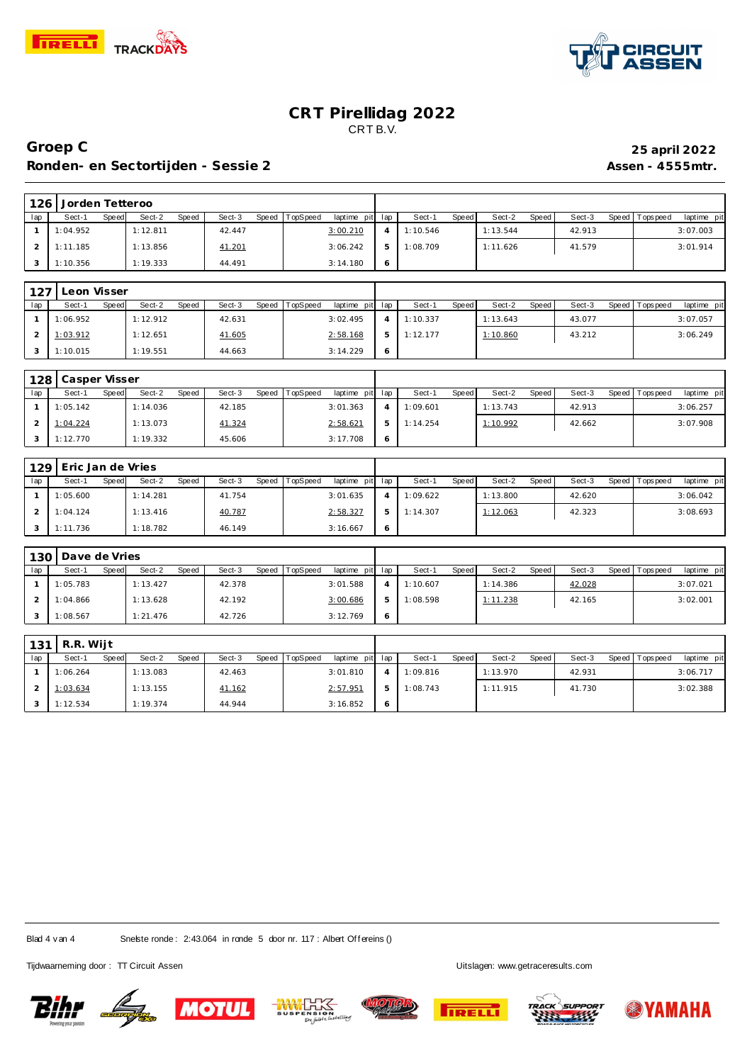# CRT Pirellidag 2022

CRT B.V.

## Groep C

**25 april 2022**

## Ronden- en Sectortijden - Sessie 2

**Assen - 4555mtr.**

### 126 Jorden Tetteroo

| lap | Sect-1 | Speed | Sect-2 | Speed | Sect-3 | Speed | TopSpeed | laptime pit | lap | Sect-1 | Speed | Sect-2 | Speed | Sect-3 | Speed | Topspeed | laptime pit |
|---|---|---|---|---|---|---|---|---|---|---|---|---|---|---|---|---|---|
| 1 | 1:04.952 | | 1:12.811 | | 42.447 | | | 3:00.210 | 4 | 1:10.546 | | 1:13.544 | | 42.913 | | | 3:07.003 |
| 2 | 1:11.185 | | 1:13.856 | | 41.201 | | | 3:06.242 | 5 | 1:08.709 | | 1:11.626 | | 41.579 | | | 3:01.914 |
| 3 | 1:10.356 | | 1:19.333 | | 44.491 | | | 3:14.180 | 6 | | | | | | | | |

### 127 Leon Visser

| lap | Sect-1 | Speed | Sect-2 | Speed | Sect-3 | Speed | TopSpeed | laptime pit | lap | Sect-1 | Speed | Sect-2 | Speed | Sect-3 | Speed | Topspeed | laptime pit |
|---|---|---|---|---|---|---|---|---|---|---|---|---|---|---|---|---|---|
| 1 | 1:06.952 | | 1:12.912 | | 42.631 | | | 3:02.495 | 4 | 1:10.337 | | 1:13.643 | | 43.077 | | | 3:07.057 |
| 2 | 1:03.912 | | 1:12.651 | | 41.605 | | | 2:58.168 | 5 | 1:12.177 | | 1:10.860 | | 43.212 | | | 3:06.249 |
| 3 | 1:10.015 | | 1:19.551 | | 44.663 | | | 3:14.229 | 6 | | | | | | | | |

### 128 Casper Visser

| lap | Sect-1 | Speed | Sect-2 | Speed | Sect-3 | Speed | TopSpeed | laptime pit | lap | Sect-1 | Speed | Sect-2 | Speed | Sect-3 | Speed | Topspeed | laptime pit |
|---|---|---|---|---|---|---|---|---|---|---|---|---|---|---|---|---|---|
| 1 | 1:05.142 | | 1:14.036 | | 42.185 | | | 3:01.363 | 4 | 1:09.601 | | 1:13.743 | | 42.913 | | | 3:06.257 |
| 2 | 1:04.224 | | 1:13.073 | | 41.324 | | | 2:58.621 | 5 | 1:14.254 | | 1:10.992 | | 42.662 | | | 3:07.908 |
| 3 | 1:12.770 | | 1:19.332 | | 45.606 | | | 3:17.708 | 6 | | | | | | | | |

### 129 Eric Jan de Vries

| lap | Sect-1 | Speed | Sect-2 | Speed | Sect-3 | Speed | TopSpeed | laptime pit | lap | Sect-1 | Speed | Sect-2 | Speed | Sect-3 | Speed | Topspeed | laptime pit |
|---|---|---|---|---|---|---|---|---|---|---|---|---|---|---|---|---|---|
| 1 | 1:05.600 | | 1:14.281 | | 41.754 | | | 3:01.635 | 4 | 1:09.622 | | 1:13.800 | | 42.620 | | | 3:06.042 |
| 2 | 1:04.124 | | 1:13.416 | | 40.787 | | | 2:58.327 | 5 | 1:14.307 | | 1:12.063 | | 42.323 | | | 3:08.693 |
| 3 | 1:11.736 | | 1:18.782 | | 46.149 | | | 3:16.667 | 6 | | | | | | | | |

### 130 Dave de Vries

| lap | Sect-1 | Speed | Sect-2 | Speed | Sect-3 | Speed | TopSpeed | laptime pit | lap | Sect-1 | Speed | Sect-2 | Speed | Sect-3 | Speed | Topspeed | laptime pit |
|---|---|---|---|---|---|---|---|---|---|---|---|---|---|---|---|---|---|
| 1 | 1:05.783 | | 1:13.427 | | 42.378 | | | 3:01.588 | 4 | 1:10.607 | | 1:14.386 | | 42.028 | | | 3:07.021 |
| 2 | 1:04.866 | | 1:13.628 | | 42.192 | | | 3:00.686 | 5 | 1:08.598 | | 1:11.238 | | 42.165 | | | 3:02.001 |
| 3 | 1:08.567 | | 1:21.476 | | 42.726 | | | 3:12.769 | 6 | | | | | | | | |

### 131 R.R. Wijt

| lap | Sect-1 | Speed | Sect-2 | Speed | Sect-3 | Speed | TopSpeed | laptime pit | lap | Sect-1 | Speed | Sect-2 | Speed | Sect-3 | Speed | Topspeed | laptime pit |
|---|---|---|---|---|---|---|---|---|---|---|---|---|---|---|---|---|---|
| 1 | 1:06.264 | | 1:13.083 | | 42.463 | | | 3:01.810 | 4 | 1:09.816 | | 1:13.970 | | 42.931 | | | 3:06.717 |
| 2 | 1:03.634 | | 1:13.155 | | 41.162 | | | 2:57.951 | 5 | 1:08.743 | | 1:11.915 | | 41.730 | | | 3:02.388 |
| 3 | 1:12.534 | | 1:19.374 | | 44.944 | | | 3:16.852 | 6 | | | | | | | | |

Snelste ronde : 2:43.064 in ronde 5 door nr. 117 : Albert Offereins ()

Tijdwaarneming door : TT Circuit Assen

Uitslagen: www.getraceresults.com